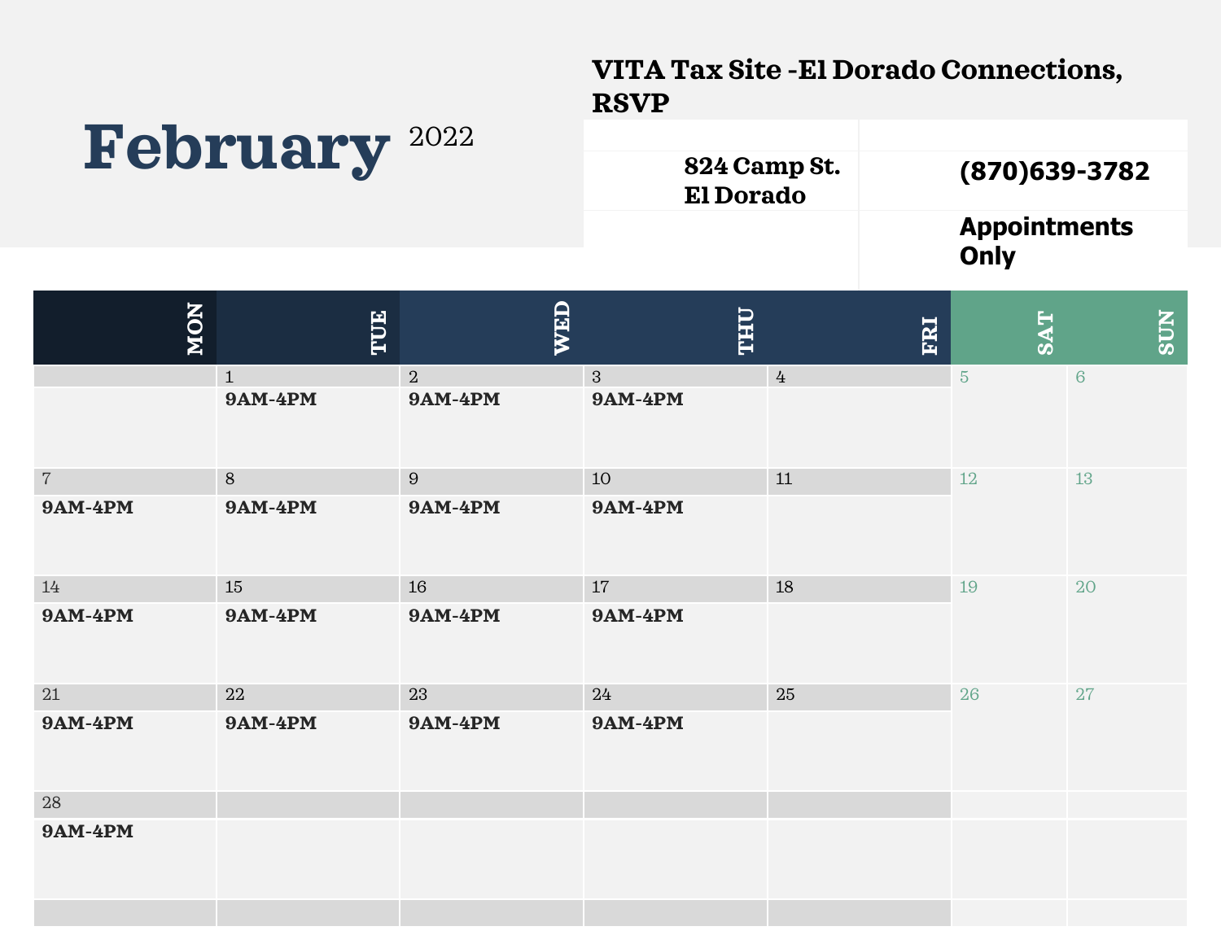# February 2022

**VITA Tax Site -El Dorado Connections, RSVP**

**824 Camp St.**
**El Dorado**

**(870)639-3782**

**Appointments Only**

| MON | TUE | WED | THU | FRI | SAT | SUN |
|---|---|---|---|---|---|---|
| | 1<br>**9AM-4PM** | 2<br>**9AM-4PM** | 3<br>**9AM-4PM** | 4 | 5 | 6 |
| 7<br>**9AM-4PM** | 8<br>**9AM-4PM** | 9<br>**9AM-4PM** | 10<br>**9AM-4PM** | 11 | 12 | 13 |
| 14<br>**9AM-4PM** | 15<br>**9AM-4PM** | 16<br>**9AM-4PM** | 17<br>**9AM-4PM** | 18 | 19 | 20 |
| 21<br>**9AM-4PM** | 22<br>**9AM-4PM** | 23<br>**9AM-4PM** | 24<br>**9AM-4PM** | 25 | 26 | 27 |
| 28<br>**9AM-4PM** | | | | | | |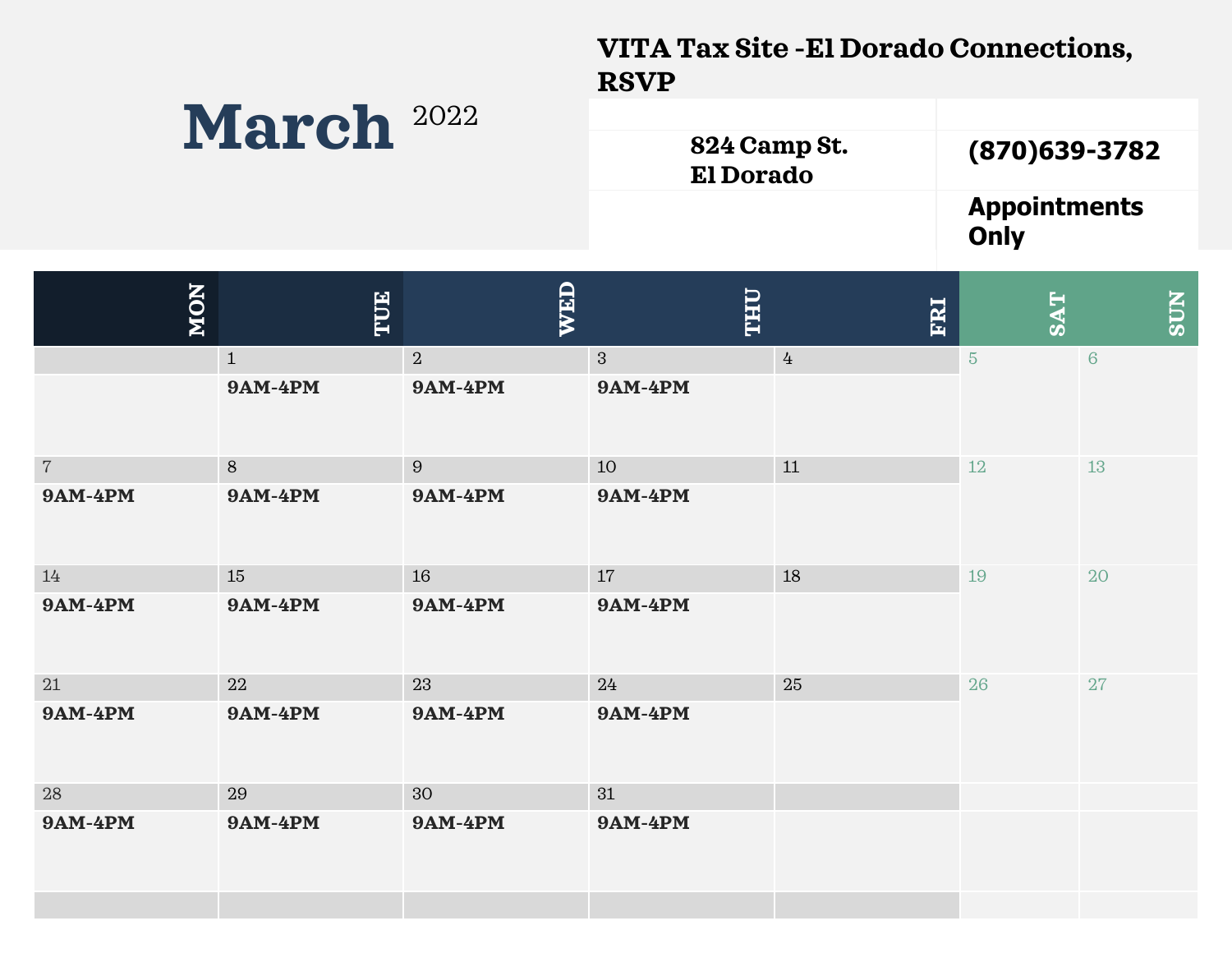# March 2022

**VITA Tax Site -El Dorado Connections, RSVP**

**824 Camp St.**
**El Dorado**

**(870)639-3782**

**Appointments Only**

| MON | TUE | WED | THU | FRI | SAT | SUN |
|---|---|---|---|---|---|---|
| | 1 **9AM-4PM** | 2 **9AM-4PM** | 3 **9AM-4PM** | 4 | 5 | 6 |
| 7 **9AM-4PM** | 8 **9AM-4PM** | 9 **9AM-4PM** | 10 **9AM-4PM** | 11 | 12 | 13 |
| 14 **9AM-4PM** | 15 **9AM-4PM** | 16 **9AM-4PM** | 17 **9AM-4PM** | 18 | 19 | 20 |
| 21 **9AM-4PM** | 22 **9AM-4PM** | 23 **9AM-4PM** | 24 **9AM-4PM** | 25 | 26 | 27 |
| 28 **9AM-4PM** | 29 **9AM-4PM** | 30 **9AM-4PM** | 31 **9AM-4PM** | | | |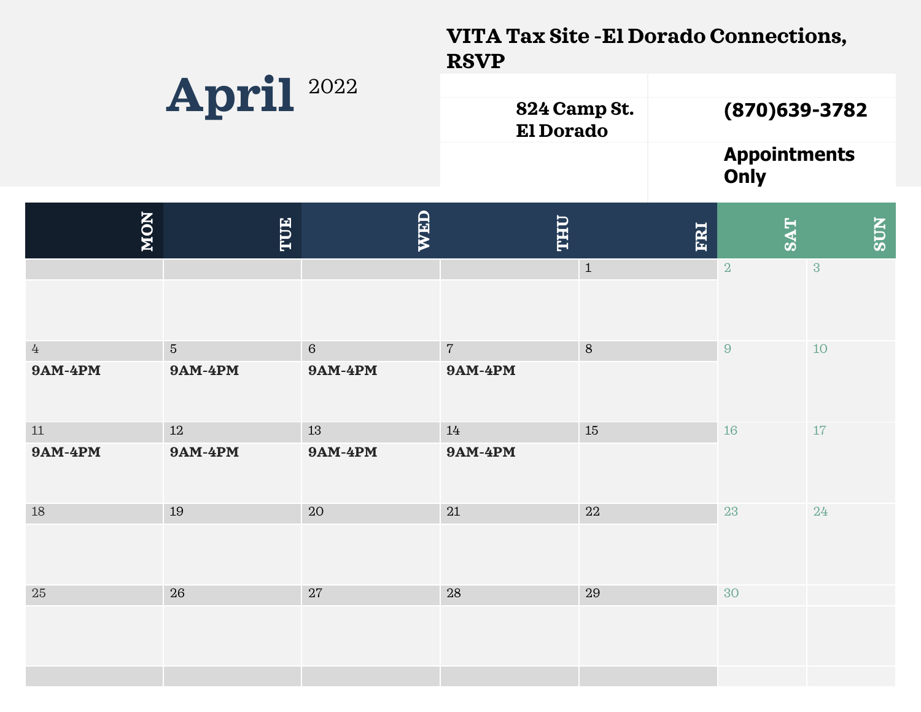# April 2022

## VITA Tax Site -El Dorado Connections, RSVP

**824 Camp St.**
**El Dorado**

**(870)639-3782**

**Appointments Only**

| MON | TUE | WED | THU | FRI | SAT | SUN |
|---|---|---|---|---|---|---|
| | | | | 1 | 2 | 3 |
| 4<br>**9AM-4PM** | 5<br>**9AM-4PM** | 6<br>**9AM-4PM** | 7<br>**9AM-4PM** | 8 | 9 | 10 |
| 11<br>**9AM-4PM** | 12<br>**9AM-4PM** | 13<br>**9AM-4PM** | 14<br>**9AM-4PM** | 15 | 16 | 17 |
| 18 | 19 | 20 | 21 | 22 | 23 | 24 |
| 25 | 26 | 27 | 28 | 29 | 30 | |